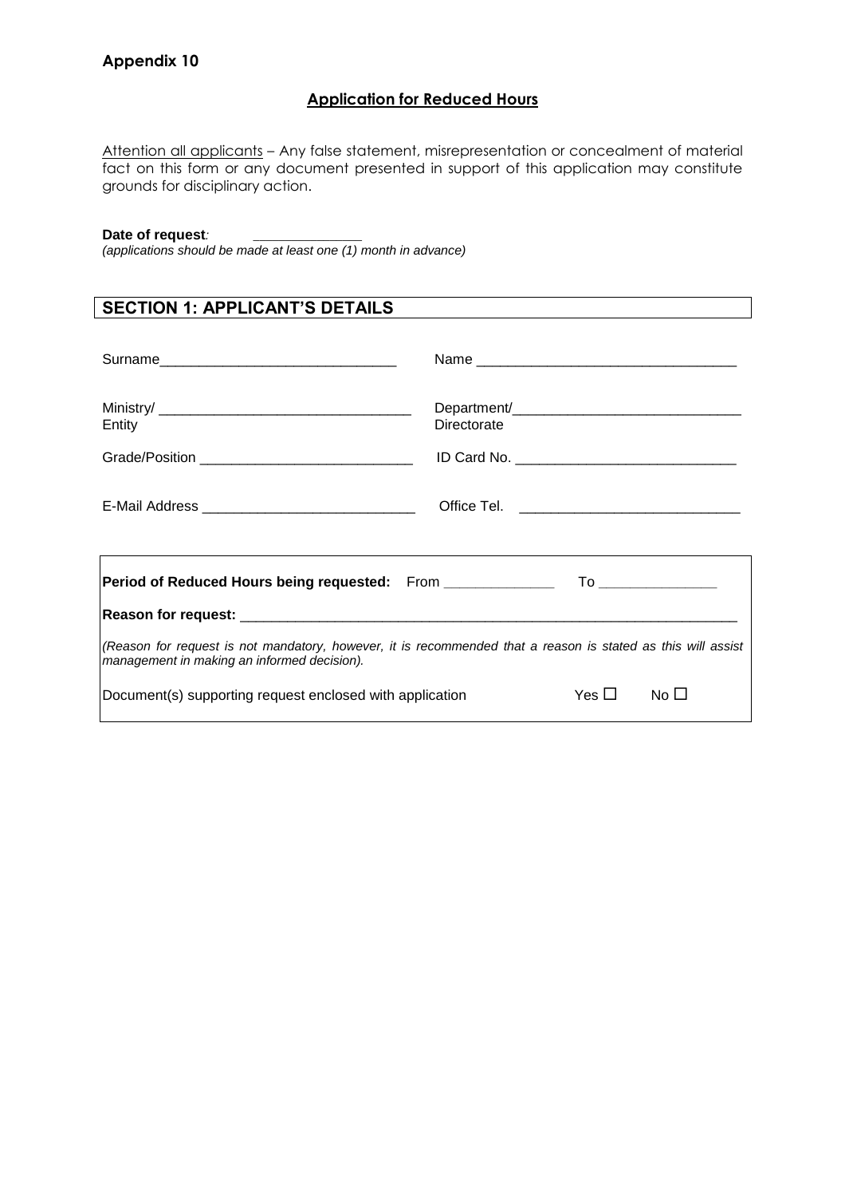**Appendix 10**

## Application for Reduced Hours

Attention all applicants – Any false statement, misrepresentation or concealment of material fact on this form or any document presented in support of this application may constitute grounds for disciplinary action.

**Date of request**: ______________

*(applications should be made at least one (1) month in advance)*

## SECTION 1: APPLICANT'S DETAILS

Surname______________________________ Name _________________________________

Ministry/ Entity _________________________________ Department/ Directorate_____________________________

Grade/Position ___________________________ ID Card No. ____________________________

E-Mail Address ___________________________ Office Tel. ____________________________

**Period of Reduced Hours being requested:** From _____________ To _______________

**Reason for request:** _______________________________________________________________

*(Reason for request is not mandatory, however, it is recommended that a reason is stated as this will assist management in making an informed decision).*

Document(s) supporting request enclosed with application Yes ☐ No ☐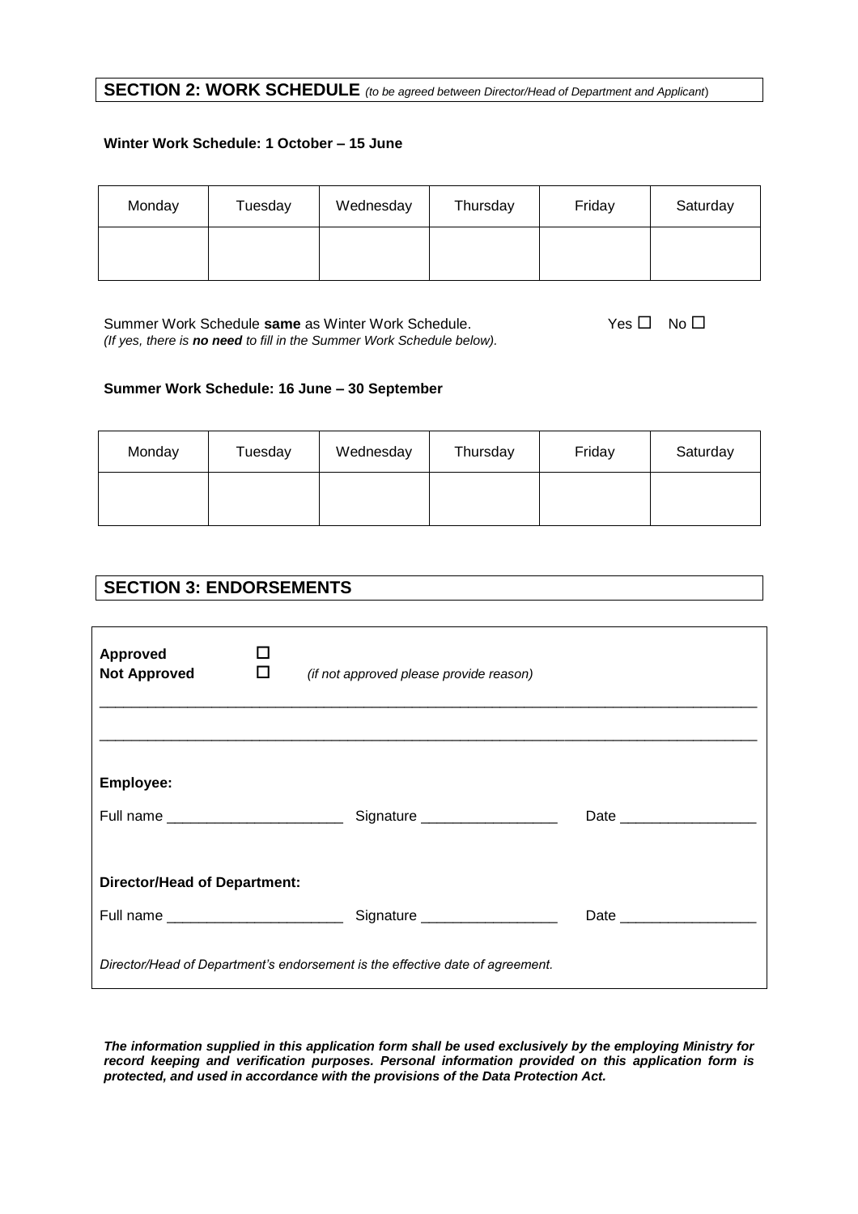## SECTION 2: WORK SCHEDULE *(to be agreed between Director/Head of Department and Applicant)*

**Winter Work Schedule: 1 October – 15 June**

| Monday | Tuesday | Wednesday | Thursday | Friday | Saturday |
|---|---|---|---|---|---|
| | | | | | |

Summer Work Schedule **same** as Winter Work Schedule. Yes ☐ No ☐
*(If yes, there is **no need** to fill in the Summer Work Schedule below).*

**Summer Work Schedule: 16 June – 30 September**

| Monday | Tuesday | Wednesday | Thursday | Friday | Saturday |
|---|---|---|---|---|---|
| | | | | | |

## SECTION 3: ENDORSEMENTS

**Approved** ☐
**Not Approved** ☐ *(if not approved please provide reason)*

_______________________________________________________________________________

_______________________________________________________________________________

**Employee:**

Full name ______________________ Signature _________________ Date _________________

**Director/Head of Department:**

Full name ______________________ Signature _________________ Date _________________

*Director/Head of Department's endorsement is the effective date of agreement.*

***The information supplied in this application form shall be used exclusively by the employing Ministry for record keeping and verification purposes. Personal information provided on this application form is protected, and used in accordance with the provisions of the Data Protection Act.***